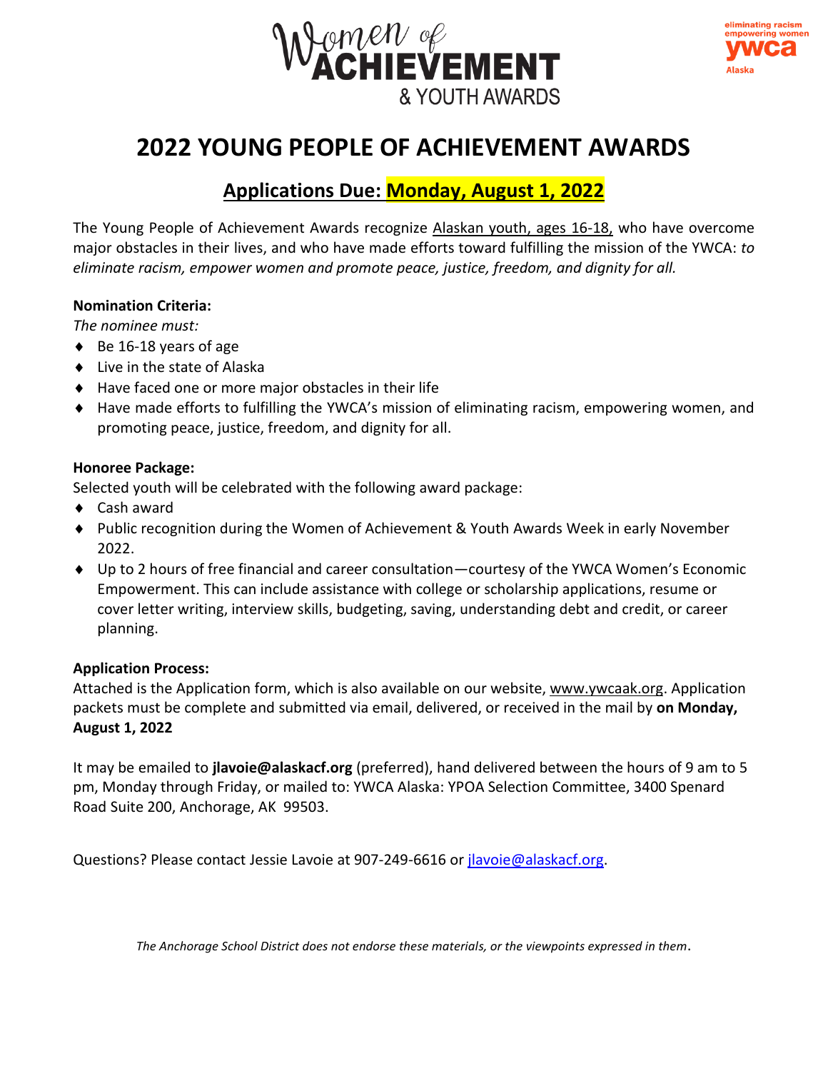Women of ACHIEVEMENT & YOUTH AWARDS

eliminating racism empowering women ywca Alaska

# 2022 YOUNG PEOPLE OF ACHIEVEMENT AWARDS

## Applications Due: Monday, August 1, 2022

The Young People of Achievement Awards recognize Alaskan youth, ages 16-18, who have overcome major obstacles in their lives, and who have made efforts toward fulfilling the mission of the YWCA: *to eliminate racism, empower women and promote peace, justice, freedom, and dignity for all.*

**Nomination Criteria:**

*The nominee must:*

- Be 16-18 years of age
- Live in the state of Alaska
- Have faced one or more major obstacles in their life
- Have made efforts to fulfilling the YWCA's mission of eliminating racism, empowering women, and promoting peace, justice, freedom, and dignity for all.

**Honoree Package:**

Selected youth will be celebrated with the following award package:

- Cash award
- Public recognition during the Women of Achievement & Youth Awards Week in early November 2022.
- Up to 2 hours of free financial and career consultation—courtesy of the YWCA Women's Economic Empowerment. This can include assistance with college or scholarship applications, resume or cover letter writing, interview skills, budgeting, saving, understanding debt and credit, or career planning.

**Application Process:**

Attached is the Application form, which is also available on our website, www.ywcaak.org. Application packets must be complete and submitted via email, delivered, or received in the mail by **on Monday, August 1, 2022**

It may be emailed to **jlavoie@alaskacf.org** (preferred), hand delivered between the hours of 9 am to 5 pm, Monday through Friday, or mailed to: YWCA Alaska: YPOA Selection Committee, 3400 Spenard Road Suite 200, Anchorage, AK 99503.

Questions? Please contact Jessie Lavoie at 907-249-6616 or jlavoie@alaskacf.org.

*The Anchorage School District does not endorse these materials, or the viewpoints expressed in them.*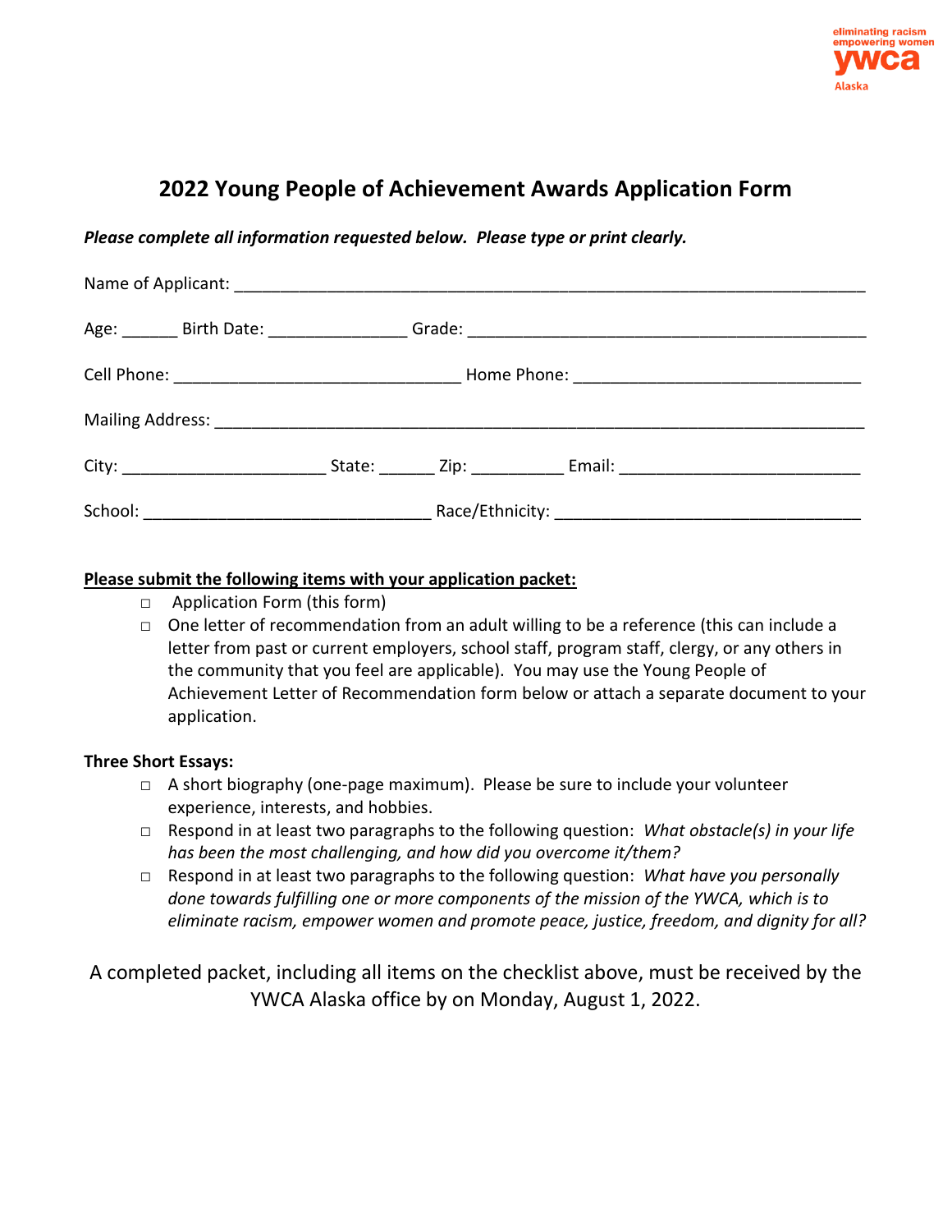eliminating racism
empowering women
ywca
Alaska

# 2022 Young People of Achievement Awards Application Form

***Please complete all information requested below. Please type or print clearly.***

Name of Applicant: ______________________________________________________________________

Age: ______ Birth Date: _______________ Grade: ____________________________________________

Cell Phone: _______________________________ Home Phone: ______________________________

Mailing Address: _________________________________________________________________________

City: _____________________ State: ______ Zip: __________ Email: __________________________

School: _______________________________ Race/Ethnicity: _________________________________

**Please submit the following items with your application packet:**

- □ Application Form (this form)
- □ One letter of recommendation from an adult willing to be a reference (this can include a letter from past or current employers, school staff, program staff, clergy, or any others in the community that you feel are applicable). You may use the Young People of Achievement Letter of Recommendation form below or attach a separate document to your application.

**Three Short Essays:**

- □ A short biography (one-page maximum). Please be sure to include your volunteer experience, interests, and hobbies.
- □ Respond in at least two paragraphs to the following question: *What obstacle(s) in your life has been the most challenging, and how did you overcome it/them?*
- □ Respond in at least two paragraphs to the following question: *What have you personally done towards fulfilling one or more components of the mission of the YWCA, which is to eliminate racism, empower women and promote peace, justice, freedom, and dignity for all?*

A completed packet, including all items on the checklist above, must be received by the YWCA Alaska office by on Monday, August 1, 2022.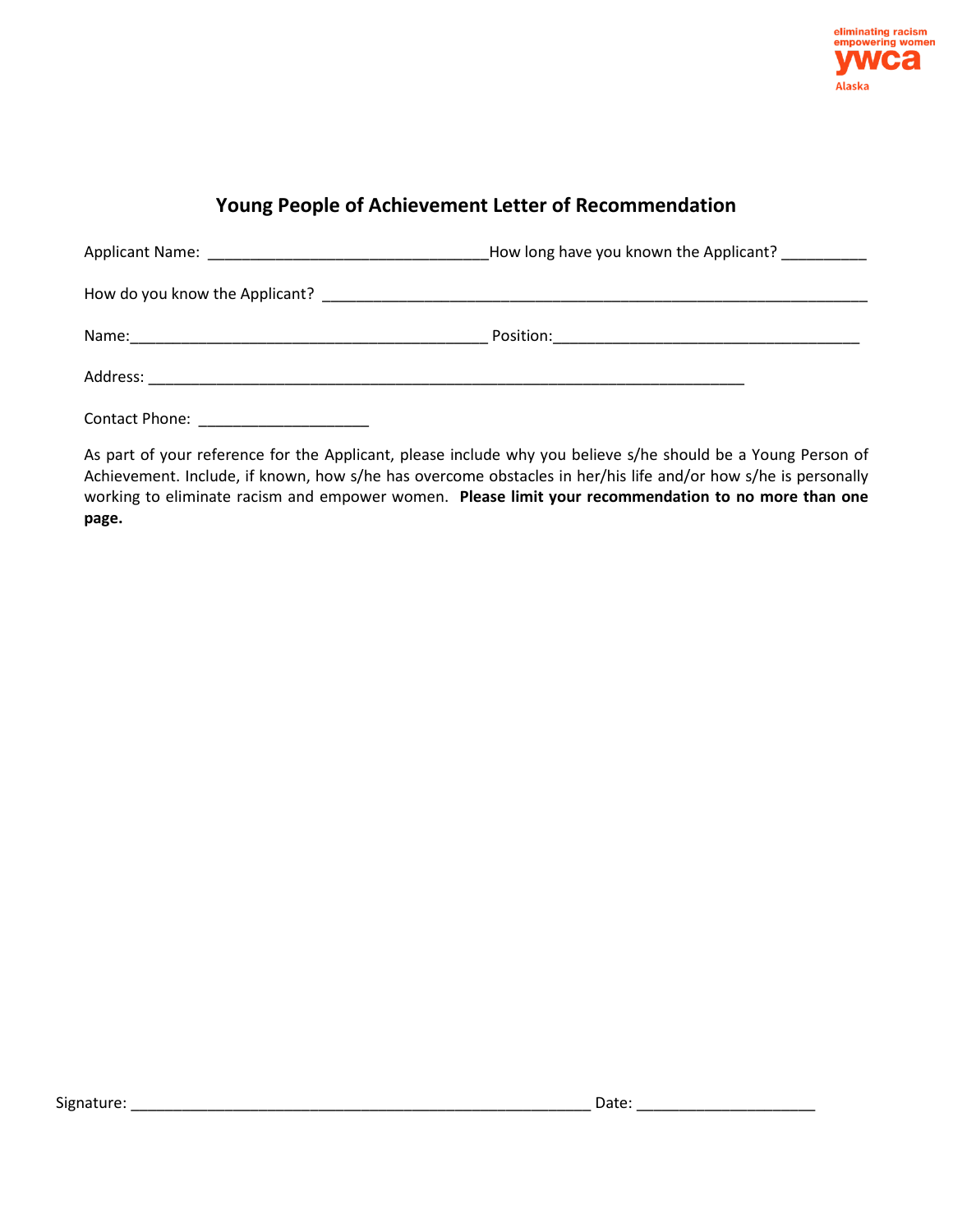eliminating racism
empowering women
ywca
Alaska

## Young People of Achievement Letter of Recommendation

Applicant Name: ________________________________How long have you known the Applicant? __________

How do you know the Applicant? ________________________________________________________________

Name:__________________________________________ Position:____________________________________

Address: _________________________________________________________________________

Contact Phone: ____________________

As part of your reference for the Applicant, please include why you believe s/he should be a Young Person of Achievement. Include, if known, how s/he has overcome obstacles in her/his life and/or how s/he is personally working to eliminate racism and empower women. **Please limit your recommendation to no more than one page.**

Signature: ______________________________________________________ Date: _____________________